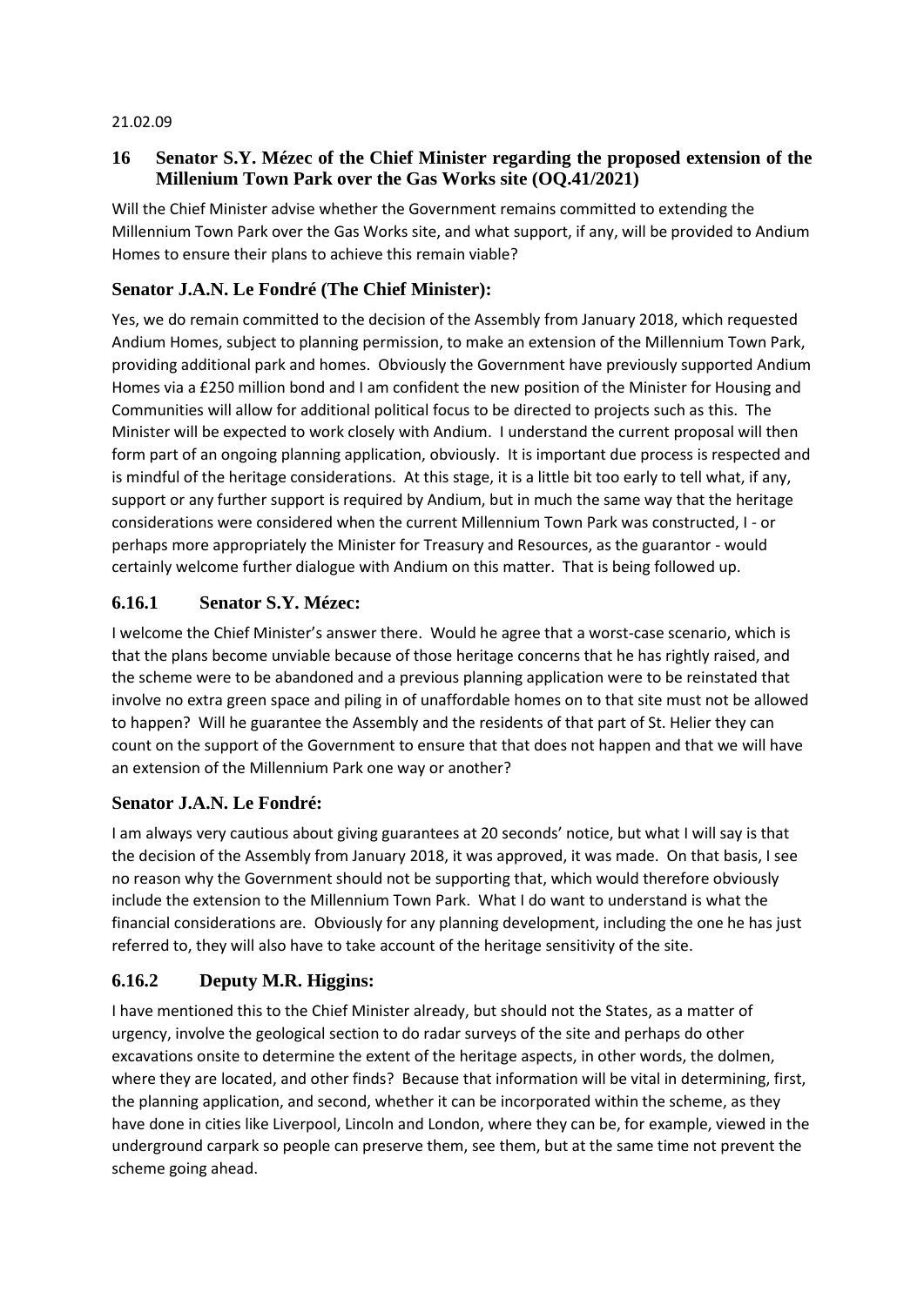21.02.09

## 16 Senator S.Y. Mézec of the Chief Minister regarding the proposed extension of the Millenium Town Park over the Gas Works site (OQ.41/2021)

Will the Chief Minister advise whether the Government remains committed to extending the Millennium Town Park over the Gas Works site, and what support, if any, will be provided to Andium Homes to ensure their plans to achieve this remain viable?

### Senator J.A.N. Le Fondré (The Chief Minister):

Yes, we do remain committed to the decision of the Assembly from January 2018, which requested Andium Homes, subject to planning permission, to make an extension of the Millennium Town Park, providing additional park and homes. Obviously the Government have previously supported Andium Homes via a £250 million bond and I am confident the new position of the Minister for Housing and Communities will allow for additional political focus to be directed to projects such as this. The Minister will be expected to work closely with Andium. I understand the current proposal will then form part of an ongoing planning application, obviously. It is important due process is respected and is mindful of the heritage considerations. At this stage, it is a little bit too early to tell what, if any, support or any further support is required by Andium, but in much the same way that the heritage considerations were considered when the current Millennium Town Park was constructed, I - or perhaps more appropriately the Minister for Treasury and Resources, as the guarantor - would certainly welcome further dialogue with Andium on this matter. That is being followed up.

## 6.16.1 Senator S.Y. Mézec:

I welcome the Chief Minister's answer there. Would he agree that a worst-case scenario, which is that the plans become unviable because of those heritage concerns that he has rightly raised, and the scheme were to be abandoned and a previous planning application were to be reinstated that involve no extra green space and piling in of unaffordable homes on to that site must not be allowed to happen? Will he guarantee the Assembly and the residents of that part of St. Helier they can count on the support of the Government to ensure that that does not happen and that we will have an extension of the Millennium Park one way or another?

### Senator J.A.N. Le Fondré:

I am always very cautious about giving guarantees at 20 seconds' notice, but what I will say is that the decision of the Assembly from January 2018, it was approved, it was made. On that basis, I see no reason why the Government should not be supporting that, which would therefore obviously include the extension to the Millennium Town Park. What I do want to understand is what the financial considerations are. Obviously for any planning development, including the one he has just referred to, they will also have to take account of the heritage sensitivity of the site.

## 6.16.2 Deputy M.R. Higgins:

I have mentioned this to the Chief Minister already, but should not the States, as a matter of urgency, involve the geological section to do radar surveys of the site and perhaps do other excavations onsite to determine the extent of the heritage aspects, in other words, the dolmen, where they are located, and other finds? Because that information will be vital in determining, first, the planning application, and second, whether it can be incorporated within the scheme, as they have done in cities like Liverpool, Lincoln and London, where they can be, for example, viewed in the underground carpark so people can preserve them, see them, but at the same time not prevent the scheme going ahead.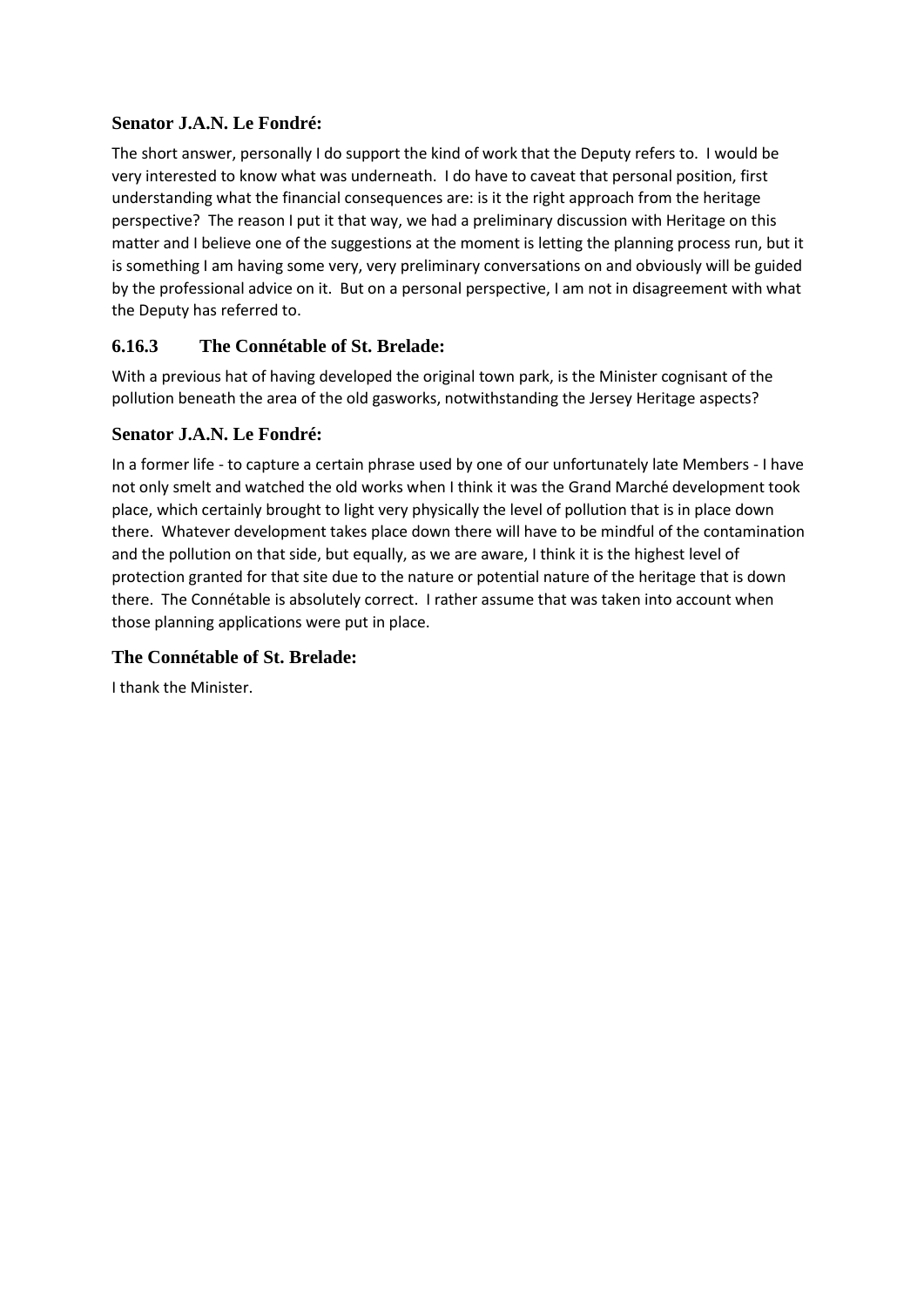### Senator J.A.N. Le Fondré:

The short answer, personally I do support the kind of work that the Deputy refers to. I would be very interested to know what was underneath. I do have to caveat that personal position, first understanding what the financial consequences are: is it the right approach from the heritage perspective? The reason I put it that way, we had a preliminary discussion with Heritage on this matter and I believe one of the suggestions at the moment is letting the planning process run, but it is something I am having some very, very preliminary conversations on and obviously will be guided by the professional advice on it. But on a personal perspective, I am not in disagreement with what the Deputy has referred to.

### 6.16.3 The Connétable of St. Brelade:

With a previous hat of having developed the original town park, is the Minister cognisant of the pollution beneath the area of the old gasworks, notwithstanding the Jersey Heritage aspects?

### Senator J.A.N. Le Fondré:

In a former life - to capture a certain phrase used by one of our unfortunately late Members - I have not only smelt and watched the old works when I think it was the Grand Marché development took place, which certainly brought to light very physically the level of pollution that is in place down there. Whatever development takes place down there will have to be mindful of the contamination and the pollution on that side, but equally, as we are aware, I think it is the highest level of protection granted for that site due to the nature or potential nature of the heritage that is down there. The Connétable is absolutely correct. I rather assume that was taken into account when those planning applications were put in place.

### The Connétable of St. Brelade:

I thank the Minister.